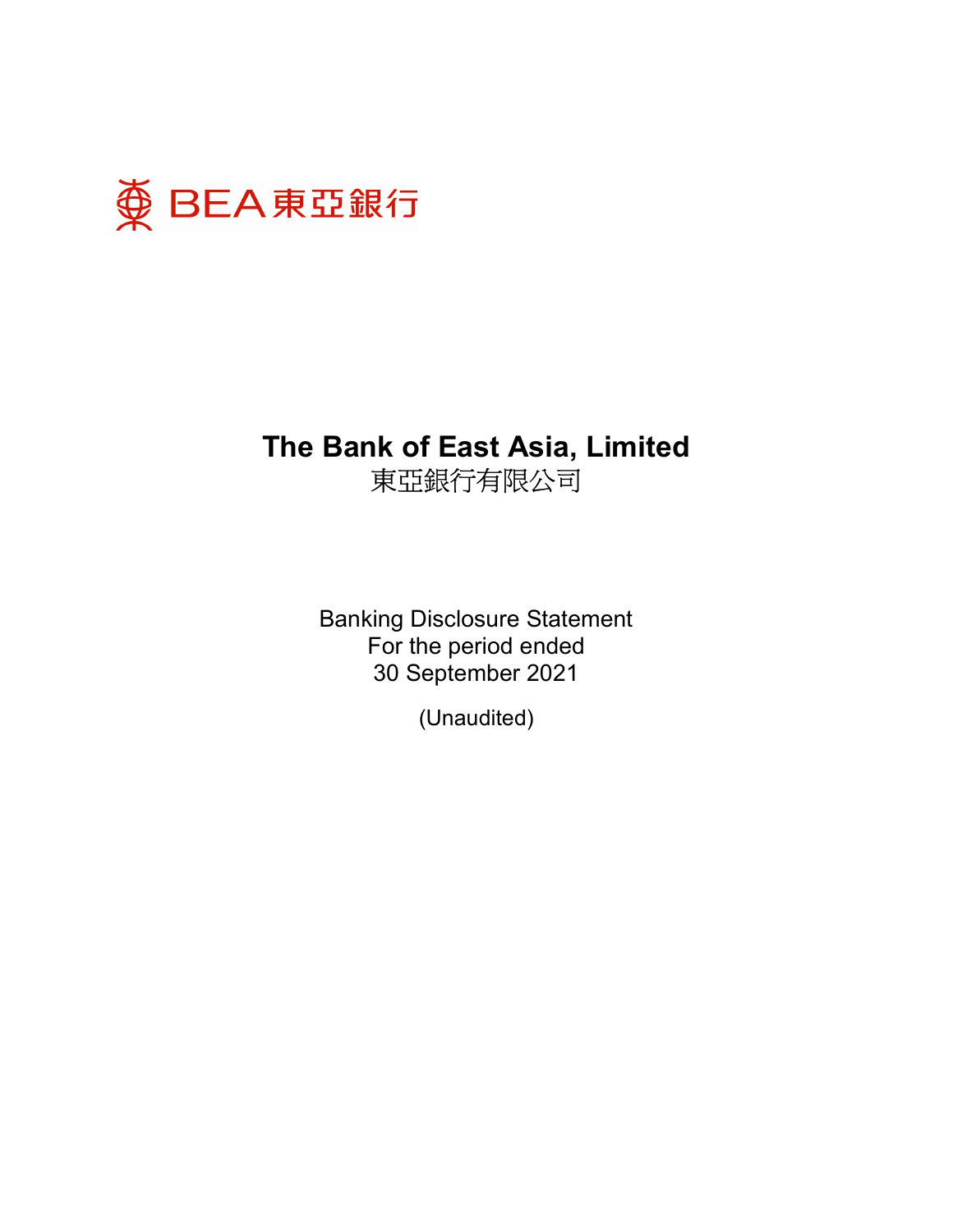BEA 東亞銀行

# The Bank of East Asia, Limited

東亞銀行有限公司

Banking Disclosure Statement
For the period ended
30 September 2021

(Unaudited)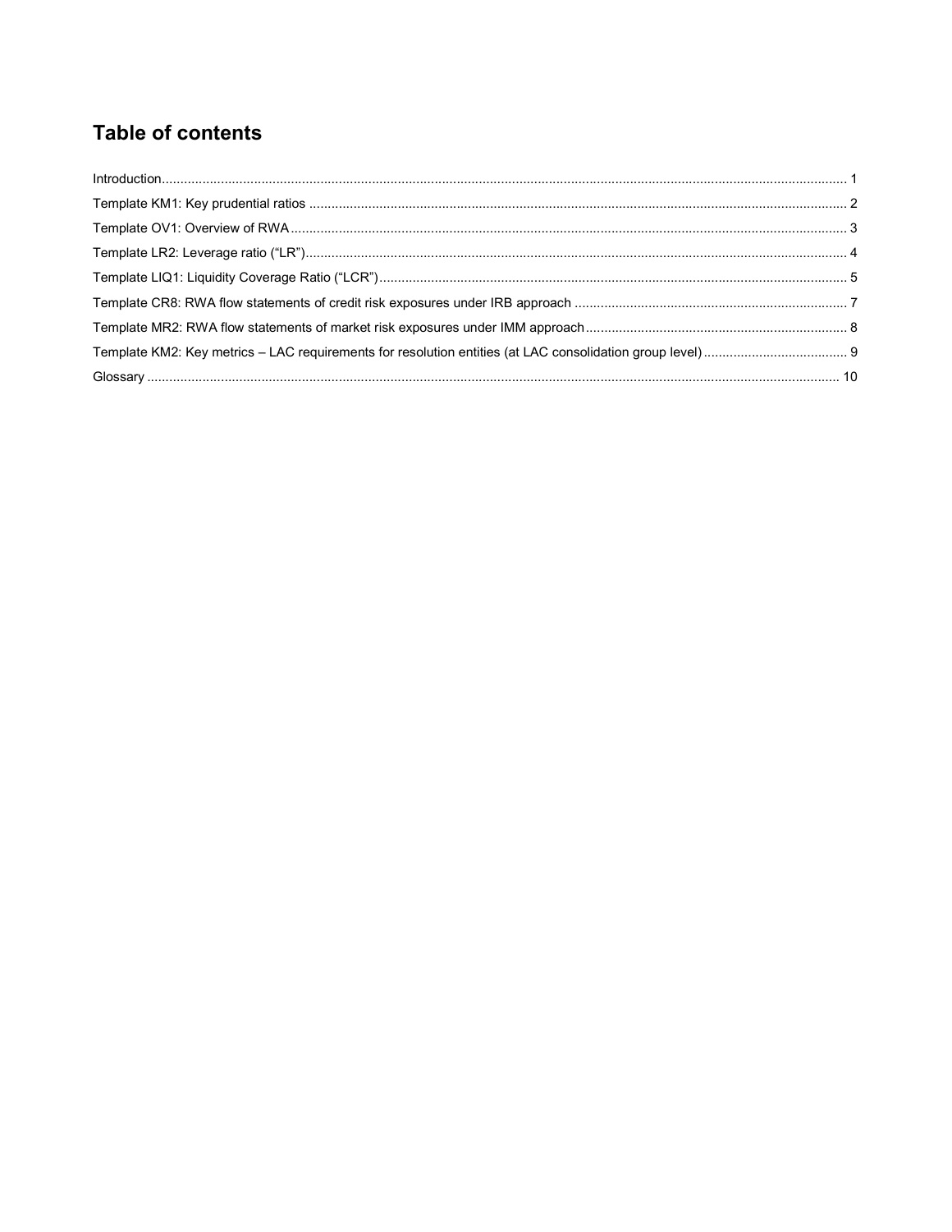## Table of contents

Introduction ..................................................................................................... 1

Template KM1: Key prudential ratios ..................................................................... 2

Template OV1: Overview of RWA .......................................................................... 3

Template LR2: Leverage ratio (“LR”) ...................................................................... 4

Template LIQ1: Liquidity Coverage Ratio (“LCR”) ...................................................... 5

Template CR8: RWA flow statements of credit risk exposures under IRB approach ................ 7

Template MR2: RWA flow statements of market risk exposures under IMM approach .............. 8

Template KM2: Key metrics – LAC requirements for resolution entities (at LAC consolidation group level) ...... 9

Glossary ......................................................................................................... 10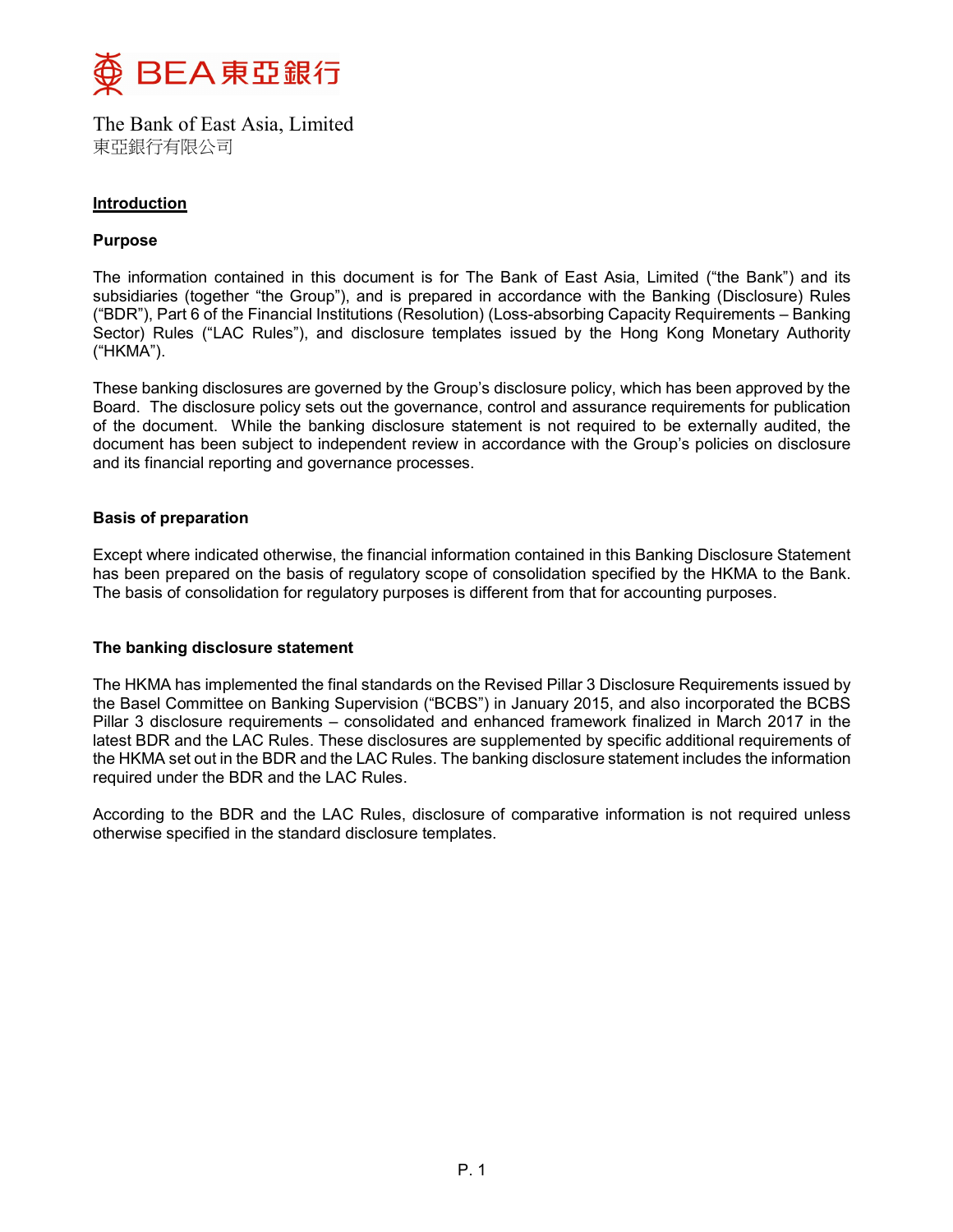# The Bank of East Asia, Limited
東亞銀行有限公司

## Introduction

### Purpose

The information contained in this document is for The Bank of East Asia, Limited ("the Bank") and its subsidiaries (together "the Group"), and is prepared in accordance with the Banking (Disclosure) Rules ("BDR"), Part 6 of the Financial Institutions (Resolution) (Loss-absorbing Capacity Requirements – Banking Sector) Rules ("LAC Rules"), and disclosure templates issued by the Hong Kong Monetary Authority ("HKMA").

These banking disclosures are governed by the Group's disclosure policy, which has been approved by the Board. The disclosure policy sets out the governance, control and assurance requirements for publication of the document. While the banking disclosure statement is not required to be externally audited, the document has been subject to independent review in accordance with the Group's policies on disclosure and its financial reporting and governance processes.

### Basis of preparation

Except where indicated otherwise, the financial information contained in this Banking Disclosure Statement has been prepared on the basis of regulatory scope of consolidation specified by the HKMA to the Bank. The basis of consolidation for regulatory purposes is different from that for accounting purposes.

### The banking disclosure statement

The HKMA has implemented the final standards on the Revised Pillar 3 Disclosure Requirements issued by the Basel Committee on Banking Supervision ("BCBS") in January 2015, and also incorporated the BCBS Pillar 3 disclosure requirements – consolidated and enhanced framework finalized in March 2017 in the latest BDR and the LAC Rules. These disclosures are supplemented by specific additional requirements of the HKMA set out in the BDR and the LAC Rules. The banking disclosure statement includes the information required under the BDR and the LAC Rules.

According to the BDR and the LAC Rules, disclosure of comparative information is not required unless otherwise specified in the standard disclosure templates.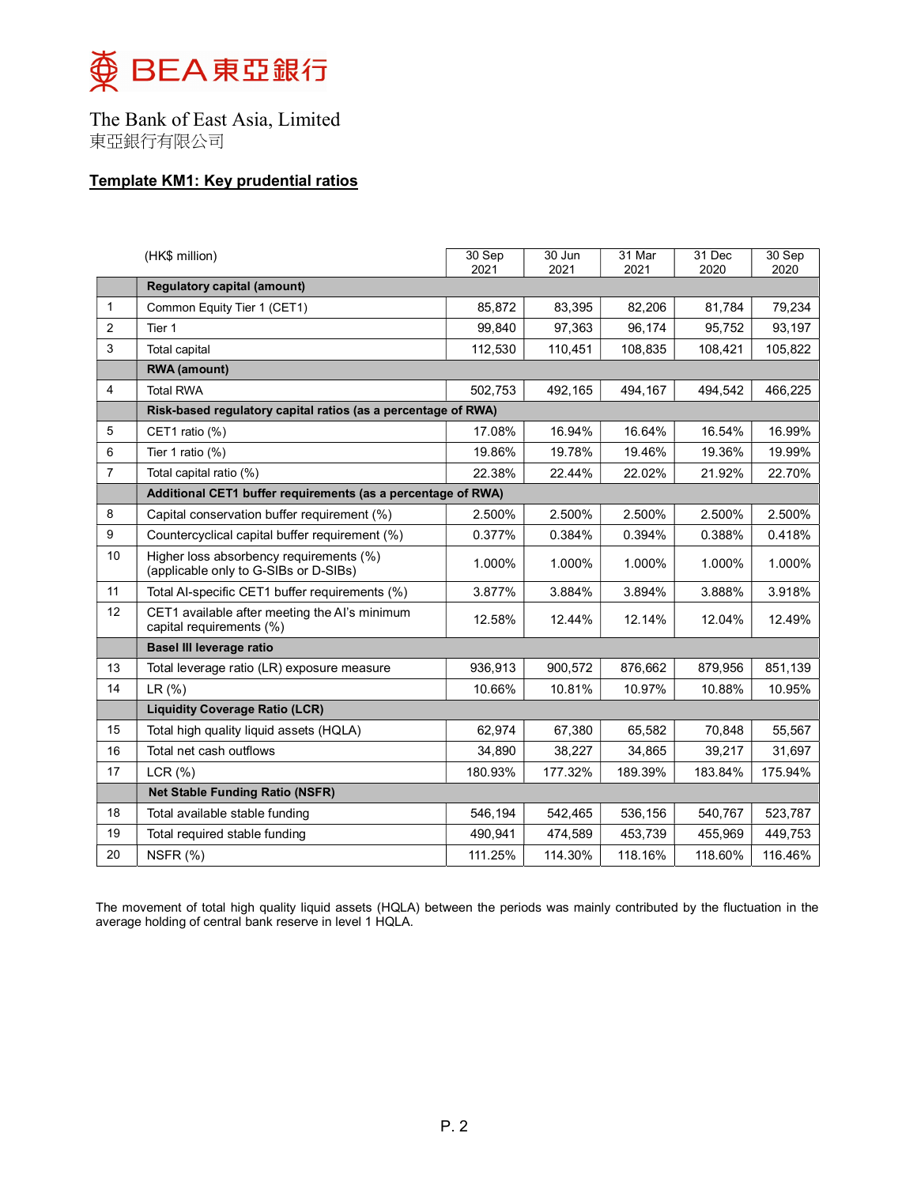BEA 東亞銀行

The Bank of East Asia, Limited
東亞銀行有限公司

## Template KM1: Key prudential ratios

| | (HK$ million) | 30 Sep 2021 | 30 Jun 2021 | 31 Mar 2021 | 31 Dec 2020 | 30 Sep 2020 |
|---|---|---|---|---|---|---|
| | **Regulatory capital (amount)** | | | | | |
| 1 | Common Equity Tier 1 (CET1) | 85,872 | 83,395 | 82,206 | 81,784 | 79,234 |
| 2 | Tier 1 | 99,840 | 97,363 | 96,174 | 95,752 | 93,197 |
| 3 | Total capital | 112,530 | 110,451 | 108,835 | 108,421 | 105,822 |
| | **RWA (amount)** | | | | | |
| 4 | Total RWA | 502,753 | 492,165 | 494,167 | 494,542 | 466,225 |
| | **Risk-based regulatory capital ratios (as a percentage of RWA)** | | | | | |
| 5 | CET1 ratio (%) | 17.08% | 16.94% | 16.64% | 16.54% | 16.99% |
| 6 | Tier 1 ratio (%) | 19.86% | 19.78% | 19.46% | 19.36% | 19.99% |
| 7 | Total capital ratio (%) | 22.38% | 22.44% | 22.02% | 21.92% | 22.70% |
| | **Additional CET1 buffer requirements (as a percentage of RWA)** | | | | | |
| 8 | Capital conservation buffer requirement (%) | 2.500% | 2.500% | 2.500% | 2.500% | 2.500% |
| 9 | Countercyclical capital buffer requirement (%) | 0.377% | 0.384% | 0.394% | 0.388% | 0.418% |
| 10 | Higher loss absorbency requirements (%) (applicable only to G-SIBs or D-SIBs) | 1.000% | 1.000% | 1.000% | 1.000% | 1.000% |
| 11 | Total AI-specific CET1 buffer requirements (%) | 3.877% | 3.884% | 3.894% | 3.888% | 3.918% |
| 12 | CET1 available after meeting the AI's minimum capital requirements (%) | 12.58% | 12.44% | 12.14% | 12.04% | 12.49% |
| | **Basel III leverage ratio** | | | | | |
| 13 | Total leverage ratio (LR) exposure measure | 936,913 | 900,572 | 876,662 | 879,956 | 851,139 |
| 14 | LR (%) | 10.66% | 10.81% | 10.97% | 10.88% | 10.95% |
| | **Liquidity Coverage Ratio (LCR)** | | | | | |
| 15 | Total high quality liquid assets (HQLA) | 62,974 | 67,380 | 65,582 | 70,848 | 55,567 |
| 16 | Total net cash outflows | 34,890 | 38,227 | 34,865 | 39,217 | 31,697 |
| 17 | LCR (%) | 180.93% | 177.32% | 189.39% | 183.84% | 175.94% |
| | **Net Stable Funding Ratio (NSFR)** | | | | | |
| 18 | Total available stable funding | 546,194 | 542,465 | 536,156 | 540,767 | 523,787 |
| 19 | Total required stable funding | 490,941 | 474,589 | 453,739 | 455,969 | 449,753 |
| 20 | NSFR (%) | 111.25% | 114.30% | 118.16% | 118.60% | 116.46% |

The movement of total high quality liquid assets (HQLA) between the periods was mainly contributed by the fluctuation in the average holding of central bank reserve in level 1 HQLA.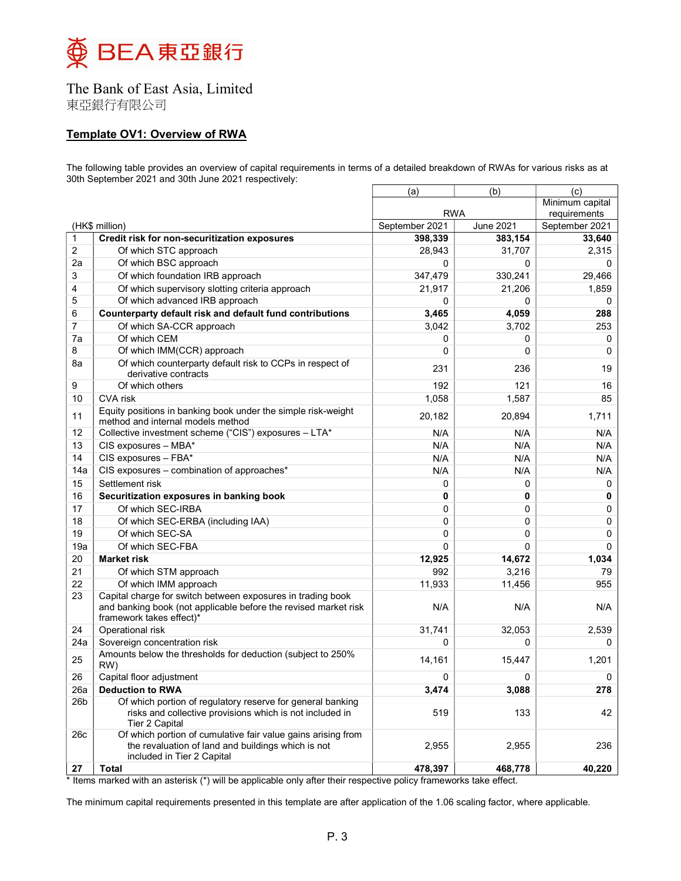The Bank of East Asia, Limited
東亞銀行有限公司

## Template OV1: Overview of RWA

The following table provides an overview of capital requirements in terms of a detailed breakdown of RWAs for various risks as at 30th September 2021 and 30th June 2021 respectively:

| | | (a) | (b) | (c) |
|---|---|---|---|---|
| | | RWA | | Minimum capital requirements |
| (HK$ million) | | September 2021 | June 2021 | September 2021 |
| 1 | **Credit risk for non-securitization exposures** | **398,339** | **383,154** | **33,640** |
| 2 | Of which STC approach | 28,943 | 31,707 | 2,315 |
| 2a | Of which BSC approach | 0 | 0 | 0 |
| 3 | Of which foundation IRB approach | 347,479 | 330,241 | 29,466 |
| 4 | Of which supervisory slotting criteria approach | 21,917 | 21,206 | 1,859 |
| 5 | Of which advanced IRB approach | 0 | 0 | 0 |
| 6 | **Counterparty default risk and default fund contributions** | **3,465** | **4,059** | **288** |
| 7 | Of which SA-CCR approach | 3,042 | 3,702 | 253 |
| 7a | Of which CEM | 0 | 0 | 0 |
| 8 | Of which IMM(CCR) approach | 0 | 0 | 0 |
| 8a | Of which counterparty default risk to CCPs in respect of derivative contracts | 231 | 236 | 19 |
| 9 | Of which others | 192 | 121 | 16 |
| 10 | CVA risk | 1,058 | 1,587 | 85 |
| 11 | Equity positions in banking book under the simple risk-weight method and internal models method | 20,182 | 20,894 | 1,711 |
| 12 | Collective investment scheme ("CIS") exposures – LTA* | N/A | N/A | N/A |
| 13 | CIS exposures – MBA* | N/A | N/A | N/A |
| 14 | CIS exposures – FBA* | N/A | N/A | N/A |
| 14a | CIS exposures – combination of approaches* | N/A | N/A | N/A |
| 15 | Settlement risk | 0 | 0 | 0 |
| 16 | **Securitization exposures in banking book** | **0** | **0** | **0** |
| 17 | Of which SEC-IRBA | 0 | 0 | 0 |
| 18 | Of which SEC-ERBA (including IAA) | 0 | 0 | 0 |
| 19 | Of which SEC-SA | 0 | 0 | 0 |
| 19a | Of which SEC-FBA | 0 | 0 | 0 |
| 20 | **Market risk** | **12,925** | **14,672** | **1,034** |
| 21 | Of which STM approach | 992 | 3,216 | 79 |
| 22 | Of which IMM approach | 11,933 | 11,456 | 955 |
| 23 | Capital charge for switch between exposures in trading book and banking book (not applicable before the revised market risk framework takes effect)* | N/A | N/A | N/A |
| 24 | Operational risk | 31,741 | 32,053 | 2,539 |
| 24a | Sovereign concentration risk | 0 | 0 | 0 |
| 25 | Amounts below the thresholds for deduction (subject to 250% RW) | 14,161 | 15,447 | 1,201 |
| 26 | Capital floor adjustment | 0 | 0 | 0 |
| 26a | **Deduction to RWA** | **3,474** | **3,088** | **278** |
| 26b | Of which portion of regulatory reserve for general banking risks and collective provisions which is not included in Tier 2 Capital | 519 | 133 | 42 |
| 26c | Of which portion of cumulative fair value gains arising from the revaluation of land and buildings which is not included in Tier 2 Capital | 2,955 | 2,955 | 236 |
| **27** | **Total** | **478,397** | **468,778** | **40,220** |

* Items marked with an asterisk (*) will be applicable only after their respective policy frameworks take effect.

The minimum capital requirements presented in this template are after application of the 1.06 scaling factor, where applicable.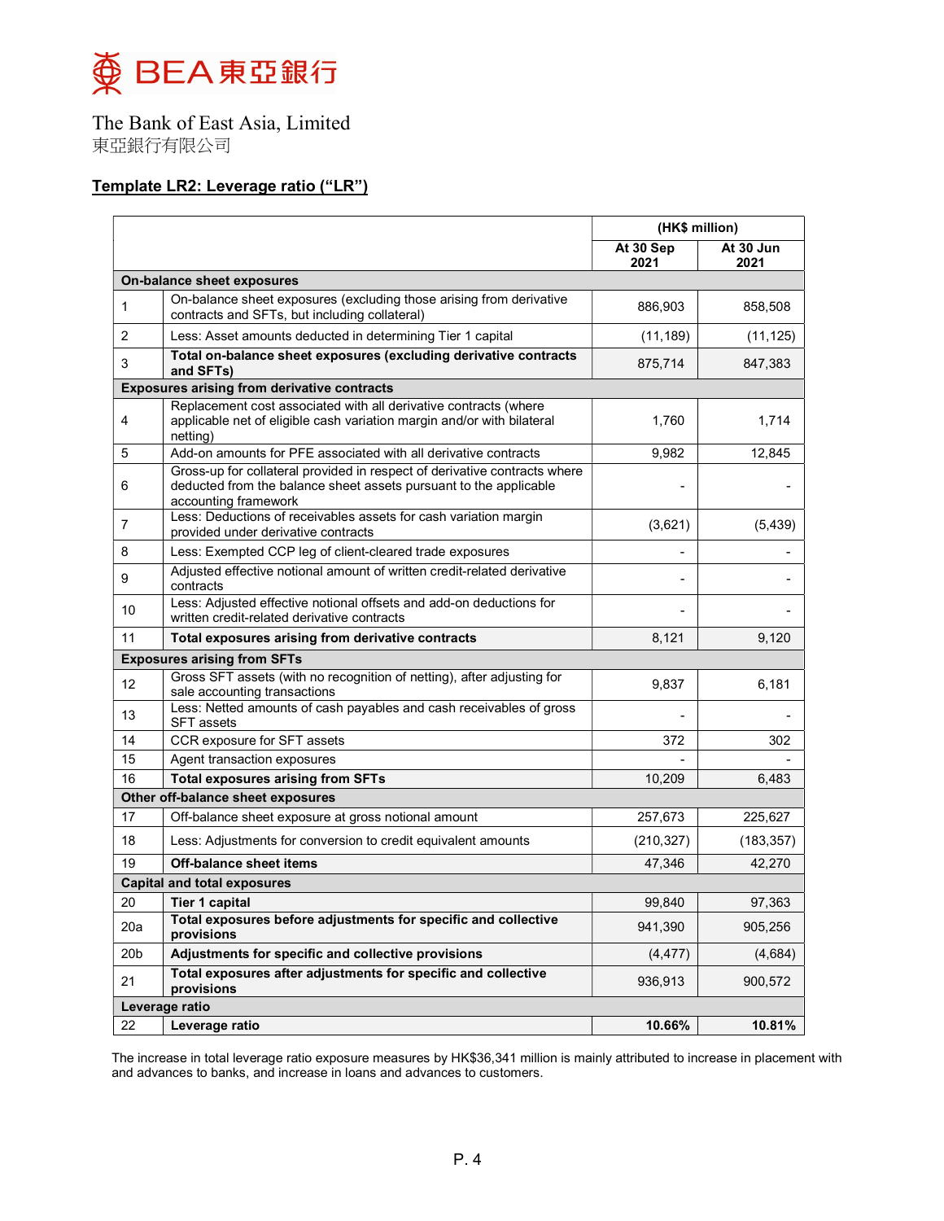The Bank of East Asia, Limited
東亞銀行有限公司

## Template LR2: Leverage ratio ("LR")

| | | (HK$ million) | |
|---|---|---|---|
| | | At 30 Sep 2021 | At 30 Jun 2021 |
| **On-balance sheet exposures** | | | |
| 1 | On-balance sheet exposures (excluding those arising from derivative contracts and SFTs, but including collateral) | 886,903 | 858,508 |
| 2 | Less: Asset amounts deducted in determining Tier 1 capital | (11,189) | (11,125) |
| 3 | **Total on-balance sheet exposures (excluding derivative contracts and SFTs)** | 875,714 | 847,383 |
| **Exposures arising from derivative contracts** | | | |
| 4 | Replacement cost associated with all derivative contracts (where applicable net of eligible cash variation margin and/or with bilateral netting) | 1,760 | 1,714 |
| 5 | Add-on amounts for PFE associated with all derivative contracts | 9,982 | 12,845 |
| 6 | Gross-up for collateral provided in respect of derivative contracts where deducted from the balance sheet assets pursuant to the applicable accounting framework | - | - |
| 7 | Less: Deductions of receivables assets for cash variation margin provided under derivative contracts | (3,621) | (5,439) |
| 8 | Less: Exempted CCP leg of client-cleared trade exposures | - | - |
| 9 | Adjusted effective notional amount of written credit-related derivative contracts | - | - |
| 10 | Less: Adjusted effective notional offsets and add-on deductions for written credit-related derivative contracts | - | - |
| 11 | **Total exposures arising from derivative contracts** | 8,121 | 9,120 |
| **Exposures arising from SFTs** | | | |
| 12 | Gross SFT assets (with no recognition of netting), after adjusting for sale accounting transactions | 9,837 | 6,181 |
| 13 | Less: Netted amounts of cash payables and cash receivables of gross SFT assets | - | - |
| 14 | CCR exposure for SFT assets | 372 | 302 |
| 15 | Agent transaction exposures | - | - |
| 16 | **Total exposures arising from SFTs** | 10,209 | 6,483 |
| **Other off-balance sheet exposures** | | | |
| 17 | Off-balance sheet exposure at gross notional amount | 257,673 | 225,627 |
| 18 | Less: Adjustments for conversion to credit equivalent amounts | (210,327) | (183,357) |
| 19 | **Off-balance sheet items** | 47,346 | 42,270 |
| **Capital and total exposures** | | | |
| 20 | **Tier 1 capital** | 99,840 | 97,363 |
| 20a | **Total exposures before adjustments for specific and collective provisions** | 941,390 | 905,256 |
| 20b | **Adjustments for specific and collective provisions** | (4,477) | (4,684) |
| 21 | **Total exposures after adjustments for specific and collective provisions** | 936,913 | 900,572 |
| **Leverage ratio** | | | |
| 22 | **Leverage ratio** | **10.66%** | **10.81%** |

The increase in total leverage ratio exposure measures by HK$36,341 million is mainly attributed to increase in placement with and advances to banks, and increase in loans and advances to customers.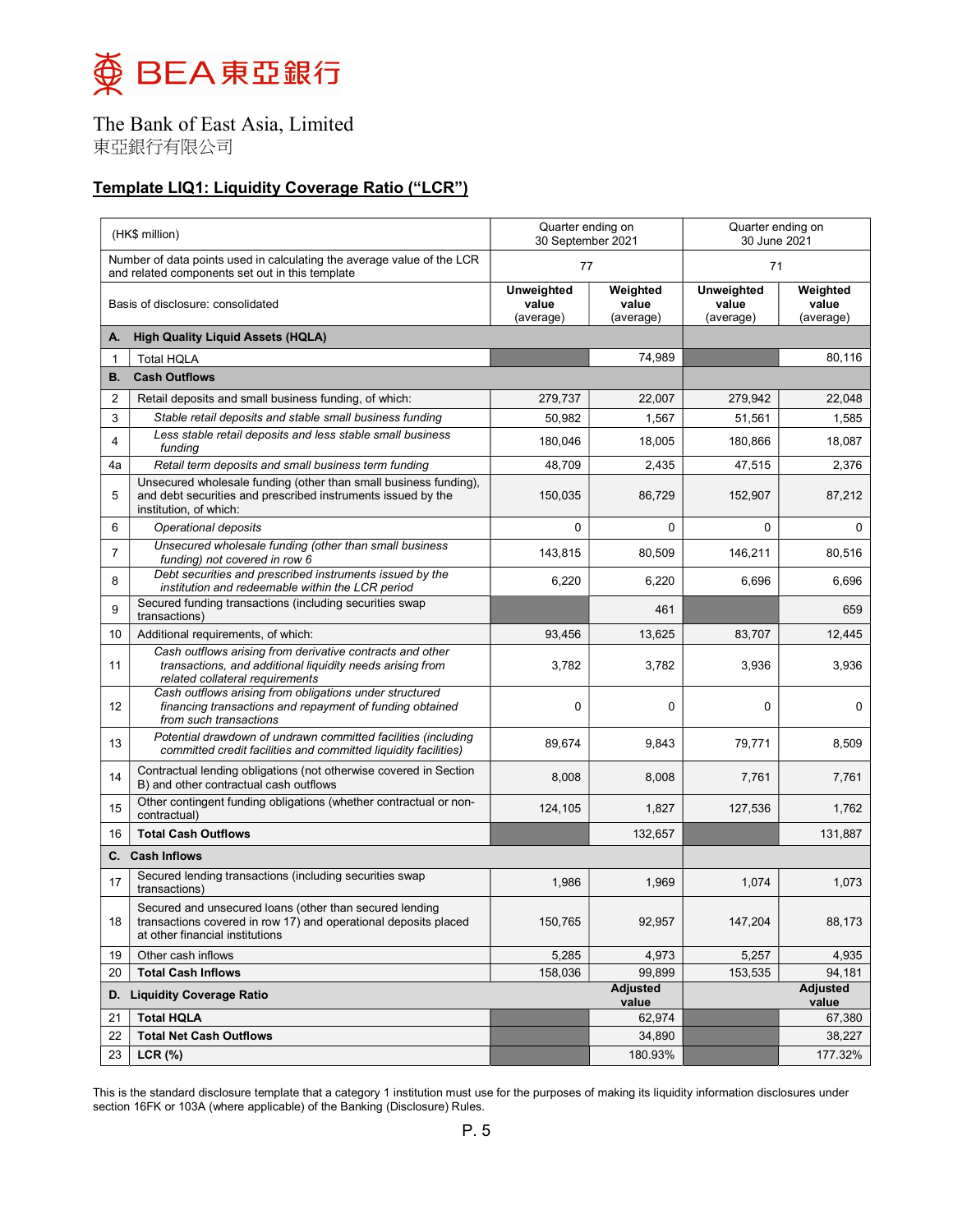The Bank of East Asia, Limited
東亞銀行有限公司

## Template LIQ1: Liquidity Coverage Ratio ("LCR")

| | (HK$ million) | Quarter ending on 30 September 2021 | | Quarter ending on 30 June 2021 | |
|---|---|---|---|---|---|
| | Number of data points used in calculating the average value of the LCR and related components set out in this template | 77 | | 71 | |
| | Basis of disclosure: consolidated | **Unweighted value** (average) | **Weighted value** (average) | **Unweighted value** (average) | **Weighted value** (average) |
| **A.** | **High Quality Liquid Assets (HQLA)** | | | | |
| 1 | Total HQLA | | 74,989 | | 80,116 |
| **B.** | **Cash Outflows** | | | | |
| 2 | Retail deposits and small business funding, of which: | 279,737 | 22,007 | 279,942 | 22,048 |
| 3 | *Stable retail deposits and stable small business funding* | 50,982 | 1,567 | 51,561 | 1,585 |
| 4 | *Less stable retail deposits and less stable small business funding* | 180,046 | 18,005 | 180,866 | 18,087 |
| 4a | *Retail term deposits and small business term funding* | 48,709 | 2,435 | 47,515 | 2,376 |
| 5 | Unsecured wholesale funding (other than small business funding), and debt securities and prescribed instruments issued by the institution, of which: | 150,035 | 86,729 | 152,907 | 87,212 |
| 6 | *Operational deposits* | 0 | 0 | 0 | 0 |
| 7 | *Unsecured wholesale funding (other than small business funding) not covered in row 6* | 143,815 | 80,509 | 146,211 | 80,516 |
| 8 | *Debt securities and prescribed instruments issued by the institution and redeemable within the LCR period* | 6,220 | 6,220 | 6,696 | 6,696 |
| 9 | Secured funding transactions (including securities swap transactions) | | 461 | | 659 |
| 10 | Additional requirements, of which: | 93,456 | 13,625 | 83,707 | 12,445 |
| 11 | *Cash outflows arising from derivative contracts and other transactions, and additional liquidity needs arising from related collateral requirements* | 3,782 | 3,782 | 3,936 | 3,936 |
| 12 | *Cash outflows arising from obligations under structured financing transactions and repayment of funding obtained from such transactions* | 0 | 0 | 0 | 0 |
| 13 | *Potential drawdown of undrawn committed facilities (including committed credit facilities and committed liquidity facilities)* | 89,674 | 9,843 | 79,771 | 8,509 |
| 14 | Contractual lending obligations (not otherwise covered in Section B) and other contractual cash outflows | 8,008 | 8,008 | 7,761 | 7,761 |
| 15 | Other contingent funding obligations (whether contractual or non-contractual) | 124,105 | 1,827 | 127,536 | 1,762 |
| 16 | **Total Cash Outflows** | | 132,657 | | 131,887 |
| **C.** | **Cash Inflows** | | | | |
| 17 | Secured lending transactions (including securities swap transactions) | 1,986 | 1,969 | 1,074 | 1,073 |
| 18 | Secured and unsecured loans (other than secured lending transactions covered in row 17) and operational deposits placed at other financial institutions | 150,765 | 92,957 | 147,204 | 88,173 |
| 19 | Other cash inflows | 5,285 | 4,973 | 5,257 | 4,935 |
| 20 | **Total Cash Inflows** | 158,036 | 99,899 | 153,535 | 94,181 |
| **D.** | **Liquidity Coverage Ratio** | | **Adjusted value** | | **Adjusted value** |
| 21 | **Total HQLA** | | 62,974 | | 67,380 |
| 22 | **Total Net Cash Outflows** | | 34,890 | | 38,227 |
| 23 | **LCR (%)** | | 180.93% | | 177.32% |

This is the standard disclosure template that a category 1 institution must use for the purposes of making its liquidity information disclosures under section 16FK or 103A (where applicable) of the Banking (Disclosure) Rules.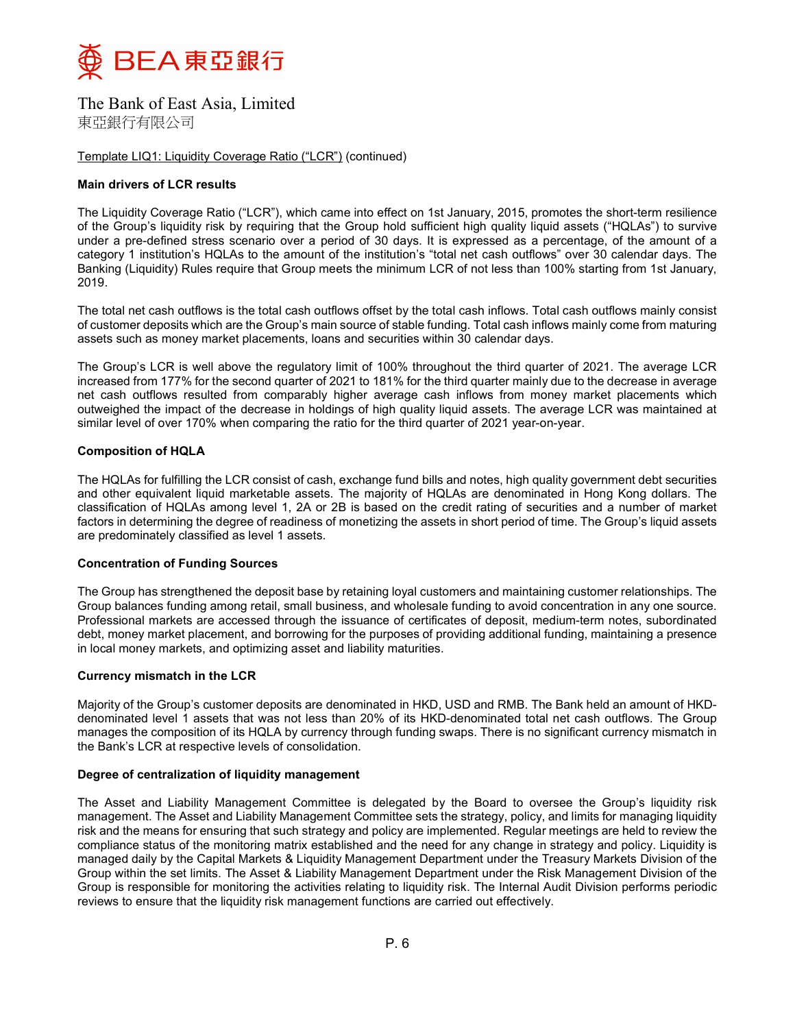The Bank of East Asia, Limited
東亞銀行有限公司

Template LIQ1: Liquidity Coverage Ratio ("LCR") (continued)

**Main drivers of LCR results**

The Liquidity Coverage Ratio ("LCR"), which came into effect on 1st January, 2015, promotes the short-term resilience of the Group's liquidity risk by requiring that the Group hold sufficient high quality liquid assets ("HQLAs") to survive under a pre-defined stress scenario over a period of 30 days. It is expressed as a percentage, of the amount of a category 1 institution's HQLAs to the amount of the institution's "total net cash outflows" over 30 calendar days. The Banking (Liquidity) Rules require that Group meets the minimum LCR of not less than 100% starting from 1st January, 2019.

The total net cash outflows is the total cash outflows offset by the total cash inflows. Total cash outflows mainly consist of customer deposits which are the Group's main source of stable funding. Total cash inflows mainly come from maturing assets such as money market placements, loans and securities within 30 calendar days.

The Group's LCR is well above the regulatory limit of 100% throughout the third quarter of 2021. The average LCR increased from 177% for the second quarter of 2021 to 181% for the third quarter mainly due to the decrease in average net cash outflows resulted from comparably higher average cash inflows from money market placements which outweighed the impact of the decrease in holdings of high quality liquid assets. The average LCR was maintained at similar level of over 170% when comparing the ratio for the third quarter of 2021 year-on-year.

**Composition of HQLA**

The HQLAs for fulfilling the LCR consist of cash, exchange fund bills and notes, high quality government debt securities and other equivalent liquid marketable assets. The majority of HQLAs are denominated in Hong Kong dollars. The classification of HQLAs among level 1, 2A or 2B is based on the credit rating of securities and a number of market factors in determining the degree of readiness of monetizing the assets in short period of time. The Group's liquid assets are predominately classified as level 1 assets.

**Concentration of Funding Sources**

The Group has strengthened the deposit base by retaining loyal customers and maintaining customer relationships. The Group balances funding among retail, small business, and wholesale funding to avoid concentration in any one source. Professional markets are accessed through the issuance of certificates of deposit, medium-term notes, subordinated debt, money market placement, and borrowing for the purposes of providing additional funding, maintaining a presence in local money markets, and optimizing asset and liability maturities.

**Currency mismatch in the LCR**

Majority of the Group's customer deposits are denominated in HKD, USD and RMB. The Bank held an amount of HKD-denominated level 1 assets that was not less than 20% of its HKD-denominated total net cash outflows. The Group manages the composition of its HQLA by currency through funding swaps. There is no significant currency mismatch in the Bank's LCR at respective levels of consolidation.

**Degree of centralization of liquidity management**

The Asset and Liability Management Committee is delegated by the Board to oversee the Group's liquidity risk management. The Asset and Liability Management Committee sets the strategy, policy, and limits for managing liquidity risk and the means for ensuring that such strategy and policy are implemented. Regular meetings are held to review the compliance status of the monitoring matrix established and the need for any change in strategy and policy. Liquidity is managed daily by the Capital Markets & Liquidity Management Department under the Treasury Markets Division of the Group within the set limits. The Asset & Liability Management Department under the Risk Management Division of the Group is responsible for monitoring the activities relating to liquidity risk. The Internal Audit Division performs periodic reviews to ensure that the liquidity risk management functions are carried out effectively.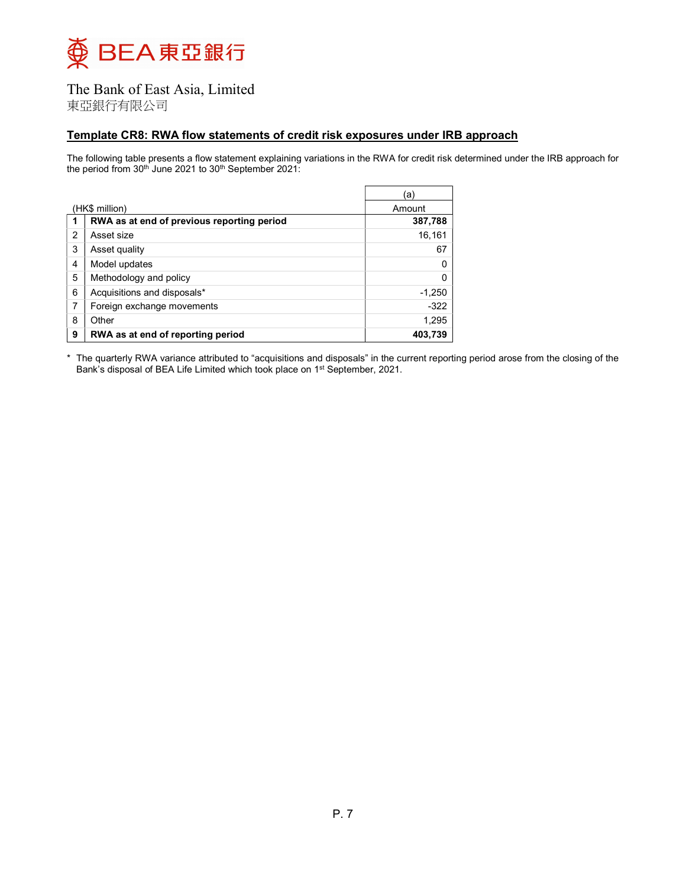The Bank of East Asia, Limited
東亞銀行有限公司

## Template CR8: RWA flow statements of credit risk exposures under IRB approach

The following table presents a flow statement explaining variations in the RWA for credit risk determined under the IRB approach for the period from 30th June 2021 to 30th September 2021:

| (HK$ million) | | (a) Amount |
|---|---|---|
| **1** | **RWA as at end of previous reporting period** | **387,788** |
| 2 | Asset size | 16,161 |
| 3 | Asset quality | 67 |
| 4 | Model updates | 0 |
| 5 | Methodology and policy | 0 |
| 6 | Acquisitions and disposals* | -1,250 |
| 7 | Foreign exchange movements | -322 |
| 8 | Other | 1,295 |
| **9** | **RWA as at end of reporting period** | **403,739** |

\* The quarterly RWA variance attributed to "acquisitions and disposals" in the current reporting period arose from the closing of the Bank's disposal of BEA Life Limited which took place on 1st September, 2021.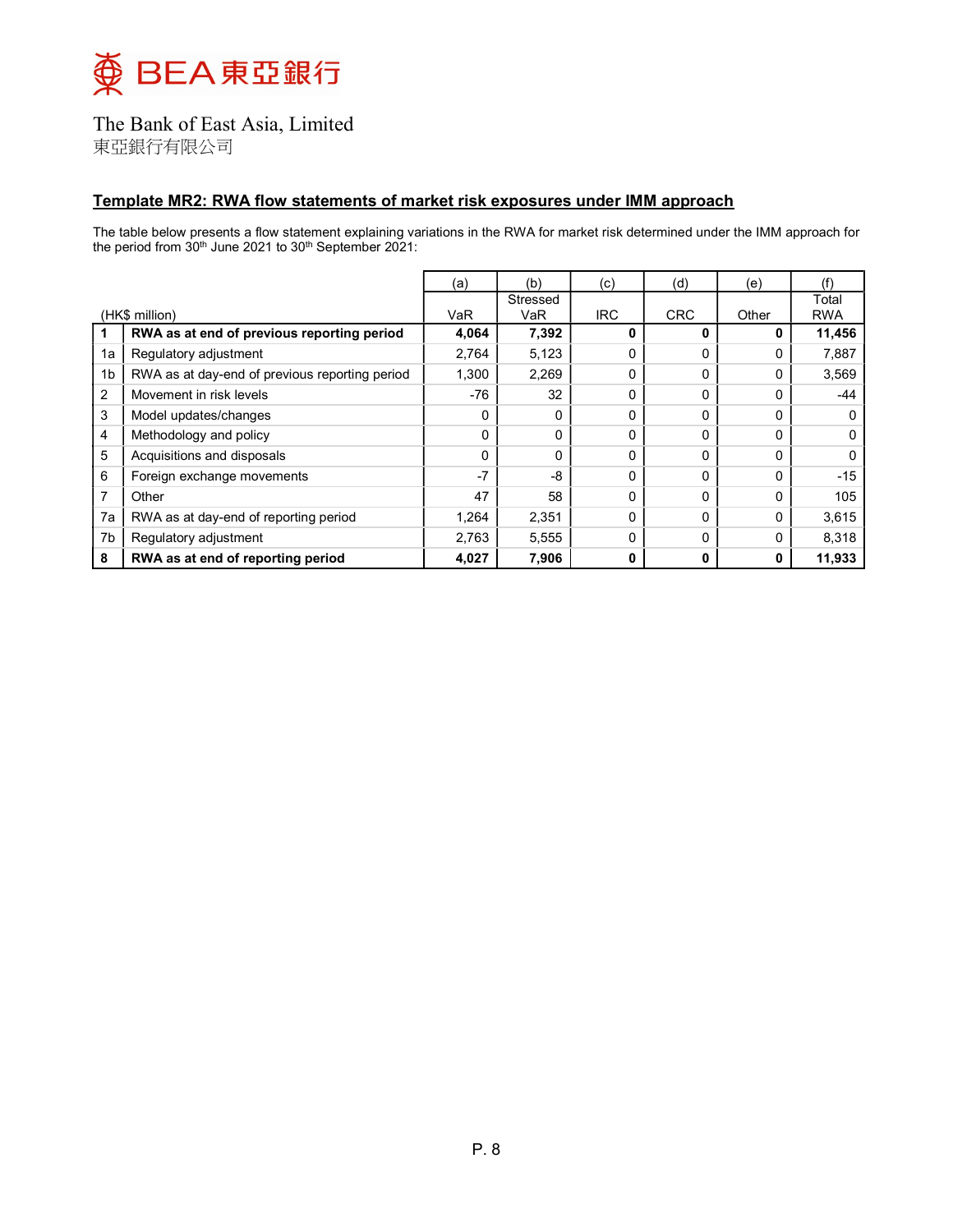The Bank of East Asia, Limited
東亞銀行有限公司

## Template MR2: RWA flow statements of market risk exposures under IMM approach

The table below presents a flow statement explaining variations in the RWA for market risk determined under the IMM approach for the period from 30th June 2021 to 30th September 2021:

| (HK$ million) | | (a) VaR | (b) Stressed VaR | (c) IRC | (d) CRC | (e) Other | (f) Total RWA |
|---|---|---|---|---|---|---|---|
| **1** | **RWA as at end of previous reporting period** | **4,064** | **7,392** | **0** | **0** | **0** | **11,456** |
| 1a | Regulatory adjustment | 2,764 | 5,123 | 0 | 0 | 0 | 7,887 |
| 1b | RWA as at day-end of previous reporting period | 1,300 | 2,269 | 0 | 0 | 0 | 3,569 |
| 2 | Movement in risk levels | -76 | 32 | 0 | 0 | 0 | -44 |
| 3 | Model updates/changes | 0 | 0 | 0 | 0 | 0 | 0 |
| 4 | Methodology and policy | 0 | 0 | 0 | 0 | 0 | 0 |
| 5 | Acquisitions and disposals | 0 | 0 | 0 | 0 | 0 | 0 |
| 6 | Foreign exchange movements | -7 | -8 | 0 | 0 | 0 | -15 |
| 7 | Other | 47 | 58 | 0 | 0 | 0 | 105 |
| 7a | RWA as at day-end of reporting period | 1,264 | 2,351 | 0 | 0 | 0 | 3,615 |
| 7b | Regulatory adjustment | 2,763 | 5,555 | 0 | 0 | 0 | 8,318 |
| **8** | **RWA as at end of reporting period** | **4,027** | **7,906** | **0** | **0** | **0** | **11,933** |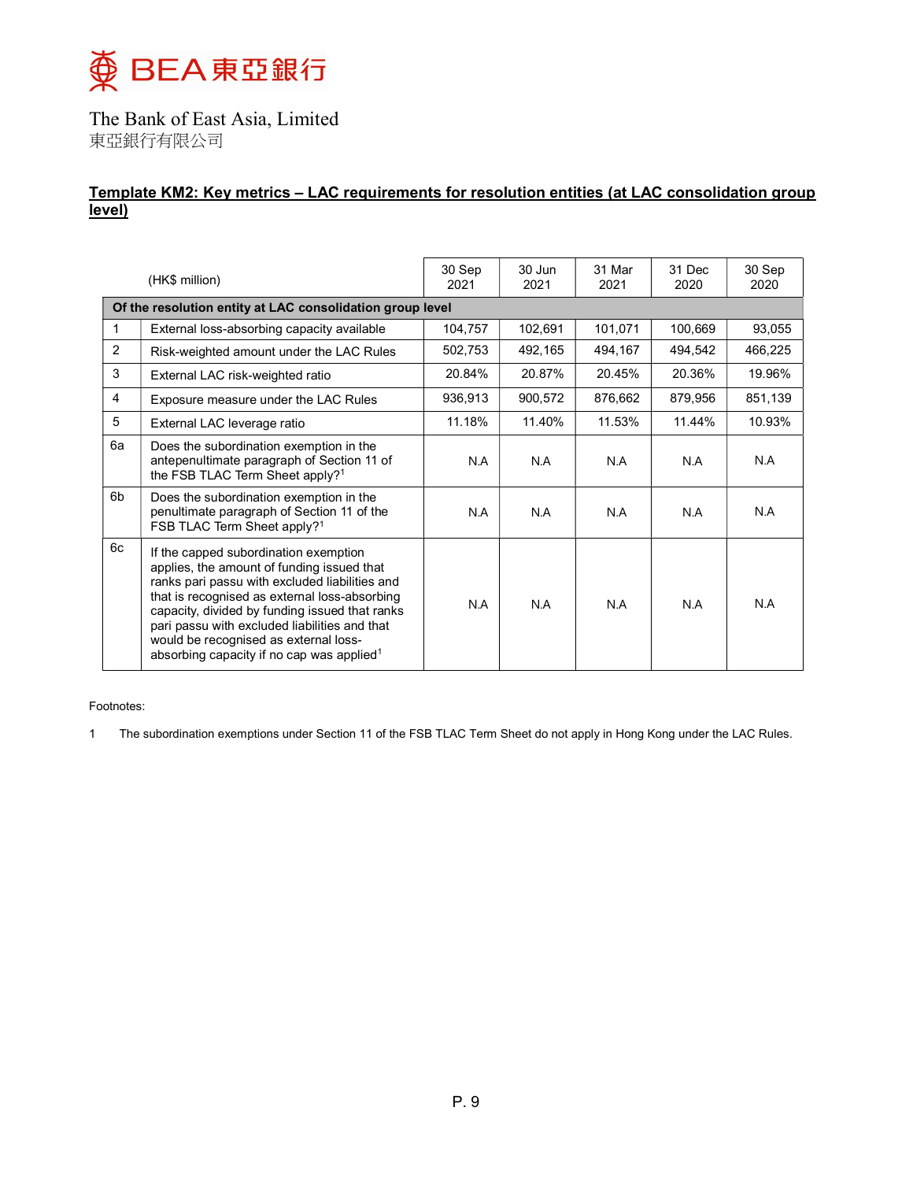The Bank of East Asia, Limited
東亞銀行有限公司

## Template KM2: Key metrics – LAC requirements for resolution entities (at LAC consolidation group level)

| | (HK$ million) | 30 Sep 2021 | 30 Jun 2021 | 31 Mar 2021 | 31 Dec 2020 | 30 Sep 2020 |
|---|---|---|---|---|---|---|
| **Of the resolution entity at LAC consolidation group level** | | | | | | |
| 1 | External loss-absorbing capacity available | 104,757 | 102,691 | 101,071 | 100,669 | 93,055 |
| 2 | Risk-weighted amount under the LAC Rules | 502,753 | 492,165 | 494,167 | 494,542 | 466,225 |
| 3 | External LAC risk-weighted ratio | 20.84% | 20.87% | 20.45% | 20.36% | 19.96% |
| 4 | Exposure measure under the LAC Rules | 936,913 | 900,572 | 876,662 | 879,956 | 851,139 |
| 5 | External LAC leverage ratio | 11.18% | 11.40% | 11.53% | 11.44% | 10.93% |
| 6a | Does the subordination exemption in the antepenultimate paragraph of Section 11 of the FSB TLAC Term Sheet apply?[1] | N.A | N.A | N.A | N.A | N.A |
| 6b | Does the subordination exemption in the penultimate paragraph of Section 11 of the FSB TLAC Term Sheet apply?[1] | N.A | N.A | N.A | N.A | N.A |
| 6c | If the capped subordination exemption applies, the amount of funding issued that ranks pari passu with excluded liabilities and that is recognised as external loss-absorbing capacity, divided by funding issued that ranks pari passu with excluded liabilities and that would be recognised as external loss-absorbing capacity if no cap was applied[1] | N.A | N.A | N.A | N.A | N.A |

Footnotes:

1 The subordination exemptions under Section 11 of the FSB TLAC Term Sheet do not apply in Hong Kong under the LAC Rules.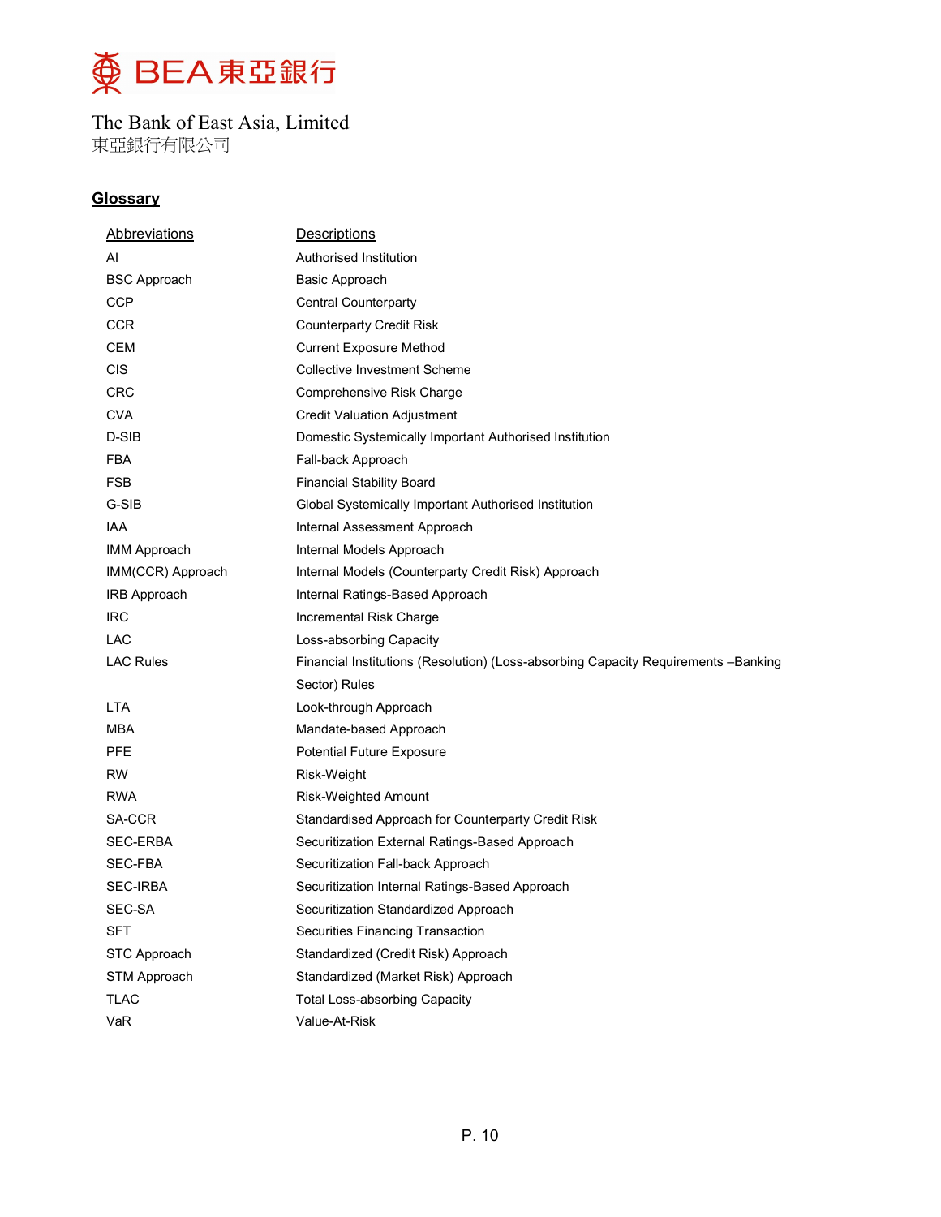The Bank of East Asia, Limited
東亞銀行有限公司

## Glossary

| Abbreviations | Descriptions |
|---|---|
| AI | Authorised Institution |
| BSC Approach | Basic Approach |
| CCP | Central Counterparty |
| CCR | Counterparty Credit Risk |
| CEM | Current Exposure Method |
| CIS | Collective Investment Scheme |
| CRC | Comprehensive Risk Charge |
| CVA | Credit Valuation Adjustment |
| D-SIB | Domestic Systemically Important Authorised Institution |
| FBA | Fall-back Approach |
| FSB | Financial Stability Board |
| G-SIB | Global Systemically Important Authorised Institution |
| IAA | Internal Assessment Approach |
| IMM Approach | Internal Models Approach |
| IMM(CCR) Approach | Internal Models (Counterparty Credit Risk) Approach |
| IRB Approach | Internal Ratings-Based Approach |
| IRC | Incremental Risk Charge |
| LAC | Loss-absorbing Capacity |
| LAC Rules | Financial Institutions (Resolution) (Loss-absorbing Capacity Requirements –Banking Sector) Rules |
| LTA | Look-through Approach |
| MBA | Mandate-based Approach |
| PFE | Potential Future Exposure |
| RW | Risk-Weight |
| RWA | Risk-Weighted Amount |
| SA-CCR | Standardised Approach for Counterparty Credit Risk |
| SEC-ERBA | Securitization External Ratings-Based Approach |
| SEC-FBA | Securitization Fall-back Approach |
| SEC-IRBA | Securitization Internal Ratings-Based Approach |
| SEC-SA | Securitization Standardized Approach |
| SFT | Securities Financing Transaction |
| STC Approach | Standardized (Credit Risk) Approach |
| STM Approach | Standardized (Market Risk) Approach |
| TLAC | Total Loss-absorbing Capacity |
| VaR | Value-At-Risk |